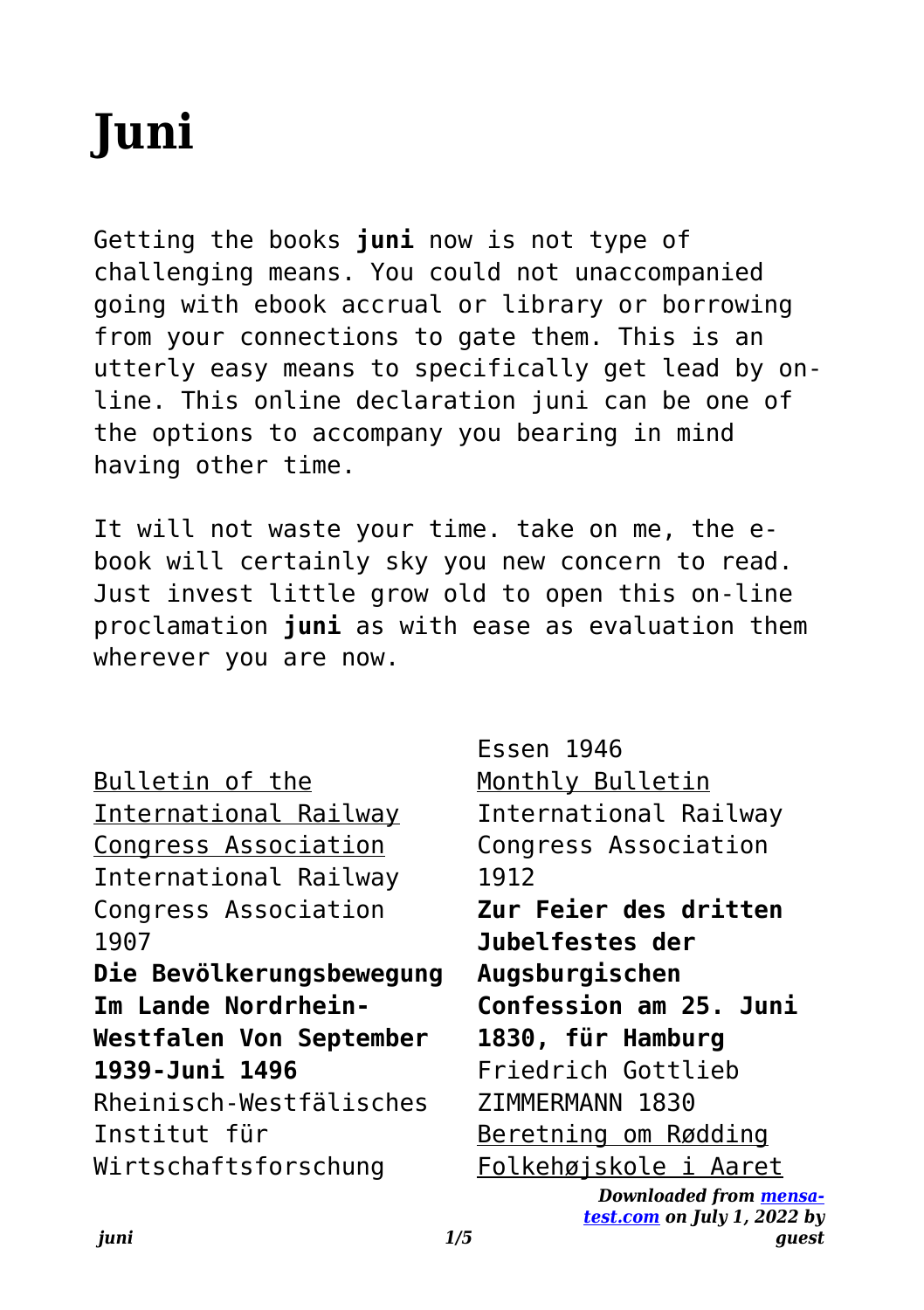# Juni

Getting the books **juni** now is not type of challenging means. You could not unaccompanied going with ebook accrual or library or borrowing from your connections to gate them. This is an utterly easy means to specifically get lead by on-line. This online declaration juni can be one of the options to accompany you bearing in mind having other time.

It will not waste your time. take on me, the e-book will certainly sky you new concern to read. Just invest little grow old to open this on-line proclamation **juni** as with ease as evaluation them wherever you are now.

Bulletin of the International Railway Congress Association International Railway Congress Association 1907

**Die Bevölkerungsbewegung Im Lande Nordrhein-Westfalen Von September 1939-Juni 1496** Rheinisch-Westfälisches Institut für Wirtschaftsforschung Essen 1946

Monthly Bulletin International Railway Congress Association 1912

**Zur Feier des dritten Jubelfestes der Augsburgischen Confession am 25. Juni 1830, für Hamburg** Friedrich Gottlieb ZIMMERMANN 1830

Beretning om Rødding Folkehøjskole i Aaret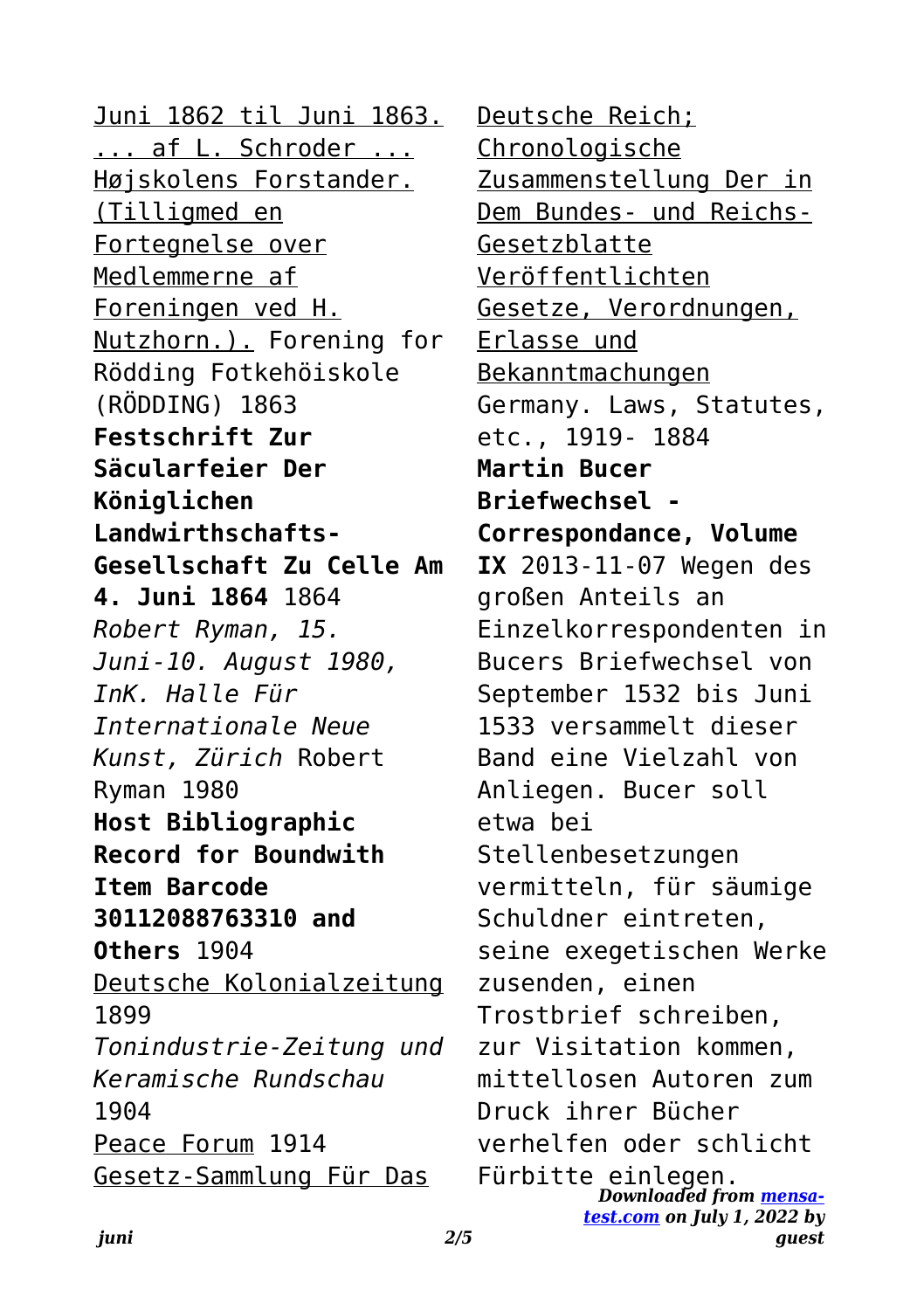Juni 1862 til Juni 1863. ... af L. Schroder ... Højskolens Forstander. (Tilligmed en Fortegnelse over Medlemmerne af Foreningen ved H. Nutzhorn.). Forening for Rödding Fotkehöiskole (RÖDDING) 1863

**Festschrift Zur Säcularfeier Der Königlichen Landwirthschafts-Gesellschaft Zu Celle Am 4. Juni 1864** 1864

*Robert Ryman, 15. Juni-10. August 1980, InK. Halle Für Internationale Neue Kunst, Zürich* Robert Ryman 1980

**Host Bibliographic Record for Boundwith Item Barcode 30112088763310 and Others** 1904

Deutsche Kolonialzeitung 1899

*Tonindustrie-Zeitung und Keramische Rundschau* 1904

Peace Forum 1914

Gesetz-Sammlung Für Das Deutsche Reich; Chronologische Zusammenstellung Der in Dem Bundes- und Reichs-Gesetzblatte Veröffentlichten Gesetze, Verordnungen, Erlasse und Bekanntmachungen Germany. Laws, Statutes, etc., 1919- 1884

**Martin Bucer Briefwechsel - Correspondance, Volume IX** 2013-11-07 Wegen des großen Anteils an Einzelkorrespondenten in Bucers Briefwechsel von September 1532 bis Juni 1533 versammelt dieser Band eine Vielzahl von Anliegen. Bucer soll etwa bei Stellenbesetzungen vermitteln, für säumige Schuldner eintreten, seine exegetischen Werke zusenden, einen Trostbrief schreiben, zur Visitation kommen, mittellosen Autoren zum Druck ihrer Bücher verhelfen oder schlicht Fürbitte einlegen.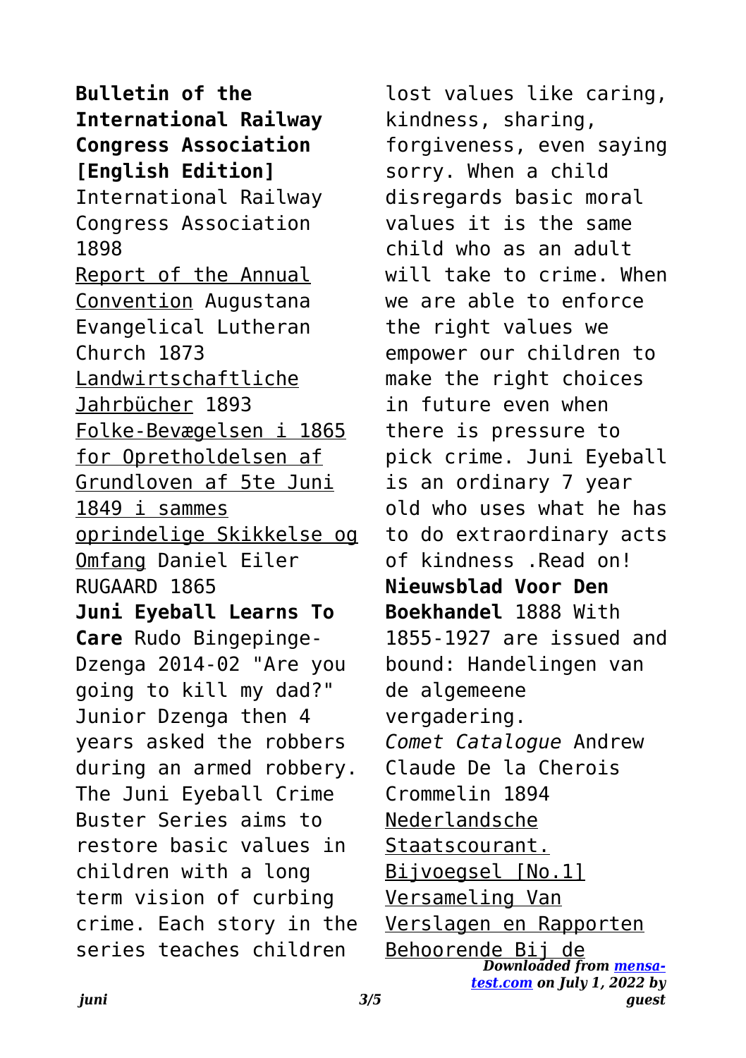**Bulletin of the International Railway Congress Association [English Edition]** International Railway Congress Association 1898

Report of the Annual Convention Augustana Evangelical Lutheran Church 1873

Landwirtschaftliche Jahrbücher 1893

Folke-Bevægelsen i 1865 for Opretholdelsen af Grundloven af 5te Juni 1849 i sammes oprindelige Skikkelse og Omfang Daniel Eiler RUGAARD 1865

**Juni Eyeball Learns To Care** Rudo Bingepinge-Dzenga 2014-02 "Are you going to kill my dad?" Junior Dzenga then 4 years asked the robbers during an armed robbery. The Juni Eyeball Crime Buster Series aims to restore basic values in children with a long term vision of curbing crime. Each story in the series teaches children lost values like caring, kindness, sharing, forgiveness, even saying sorry. When a child disregards basic moral values it is the same child who as an adult will take to crime. When we are able to enforce the right values we empower our children to make the right choices in future even when there is pressure to pick crime. Juni Eyeball is an ordinary 7 year old who uses what he has to do extraordinary acts of kindness .Read on!

**Nieuwsblad Voor Den Boekhandel** 1888 With 1855-1927 are issued and bound: Handelingen van de algemeene vergadering.

*Comet Catalogue* Andrew Claude De la Cherois Crommelin 1894

Nederlandsche Staatscourant. Bijvoegsel [No.1] Versameling Van Verslagen en Rapporten Behoorende Bij de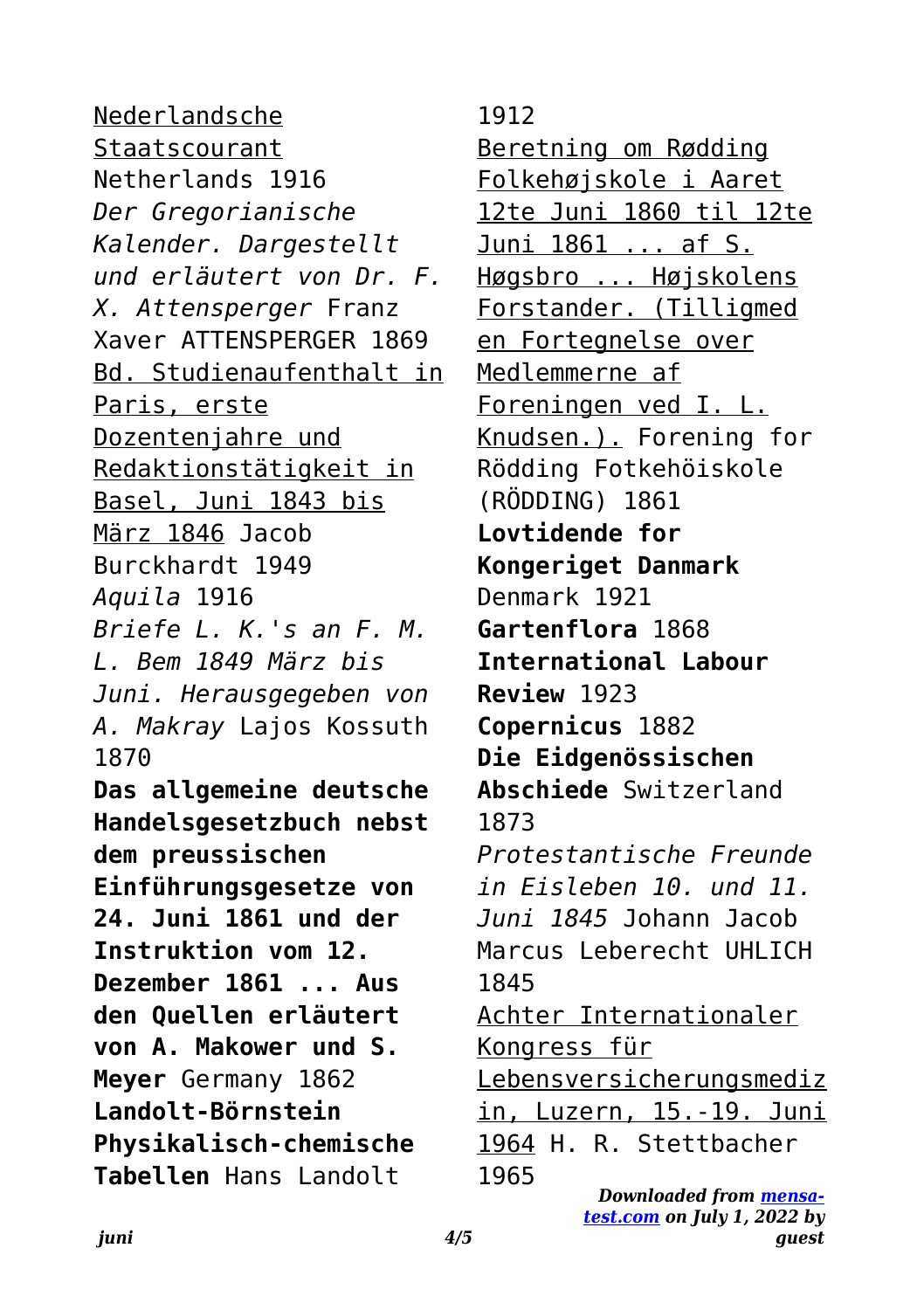Nederlandsche Staatscourant Netherlands 1916

*Der Gregorianische Kalender. Dargestellt und erläutert von Dr. F. X. Attensperger* Franz Xaver ATTENSPERGER 1869

Bd. Studienaufenthalt in Paris, erste Dozentenjahre und Redaktionstätigkeit in Basel, Juni 1843 bis März 1846 Jacob Burckhardt 1949

*Aquila* 1916

*Briefe L. K.'s an F. M. L. Bem 1849 März bis Juni. Herausgegeben von A. Makray* Lajos Kossuth 1870

**Das allgemeine deutsche Handelsgesetzbuch nebst dem preussischen Einführungsgesetze von 24. Juni 1861 und der Instruktion vom 12. Dezember 1861 ... Aus den Quellen erläutert von A. Makower und S. Meyer** Germany 1862

**Landolt-Börnstein Physikalisch-chemische Tabellen** Hans Landolt 1912

Beretning om Rødding Folkehøjskole i Aaret 12te Juni 1860 til 12te Juni 1861 ... af S. Høgsbro ... Højskolens Forstander. (Tilligmed en Fortegnelse over Medlemmerne af Foreningen ved I. L. Knudsen.). Forening for Rödding Fotkehöiskole (RÖDDING) 1861

**Lovtidende for Kongeriget Danmark** Denmark 1921

**Gartenflora** 1868

**International Labour Review** 1923

**Copernicus** 1882

**Die Eidgenössischen Abschiede** Switzerland 1873

*Protestantische Freunde in Eisleben 10. und 11. Juni 1845* Johann Jacob Marcus Leberecht UHLICH 1845

Achter Internationaler Kongress für Lebensversicherungsmedizin, Luzern, 15.-19. Juni 1964 H. R. Stettbacher 1965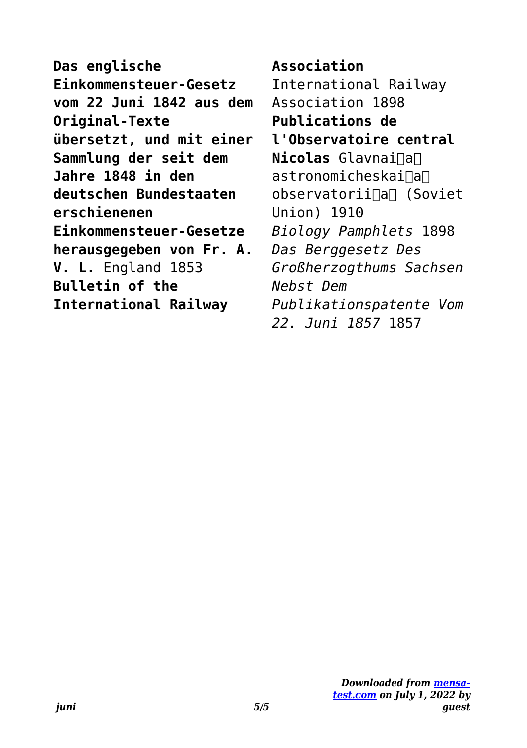**Das englische Einkommensteuer-Gesetz vom 22 Juni 1842 aus dem Original-Texte übersetzt, und mit einer Sammlung der seit dem Jahre 1848 in den deutschen Bundestaaten erschienenen Einkommensteuer-Gesetze herausgegeben von Fr. A. V. L.** England 1853

**Bulletin of the International Railway Association** International Railway Association 1898

**Publications de l'Observatoire central Nicolas** Glavnai︠a︡ astronomicheskai︠a︡ observatorii︠a︡ (Soviet Union) 1910

*Biology Pamphlets* 1898

*Das Berggesetz Des Großherzogthums Sachsen Nebst Dem Publikationspatente Vom 22. Juni 1857* 1857